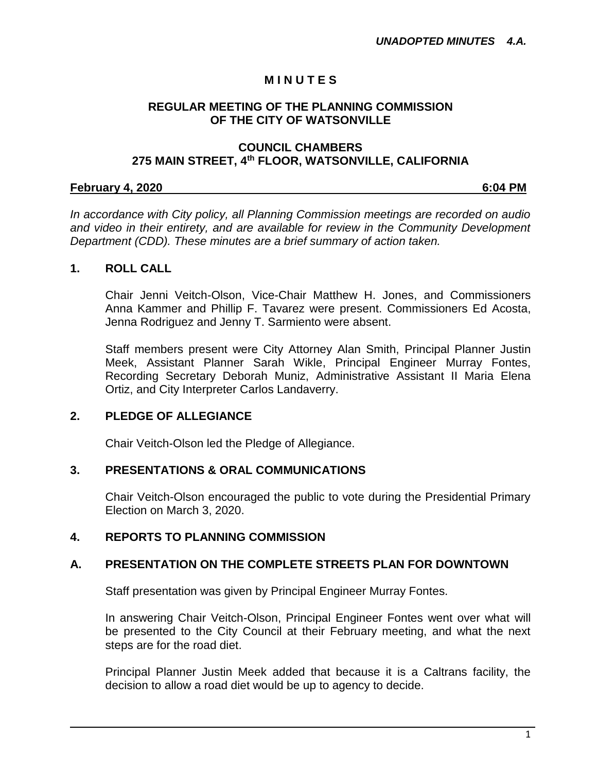*UNADOPTED MINUTES 4.A.*

# M I N U T E S

## REGULAR MEETING OF THE PLANNING COMMISSION OF THE CITY OF WATSONVILLE

## COUNCIL CHAMBERS
## 275 MAIN STREET, 4th FLOOR, WATSONVILLE, CALIFORNIA

**February 4, 2020 6:04 PM**

*In accordance with City policy, all Planning Commission meetings are recorded on audio and video in their entirety, and are available for review in the Community Development Department (CDD). These minutes are a brief summary of action taken.*

### 1. ROLL CALL

Chair Jenni Veitch-Olson, Vice-Chair Matthew H. Jones, and Commissioners Anna Kammer and Phillip F. Tavarez were present. Commissioners Ed Acosta, Jenna Rodriguez and Jenny T. Sarmiento were absent.

Staff members present were City Attorney Alan Smith, Principal Planner Justin Meek, Assistant Planner Sarah Wikle, Principal Engineer Murray Fontes, Recording Secretary Deborah Muniz, Administrative Assistant II Maria Elena Ortiz, and City Interpreter Carlos Landaverry.

### 2. PLEDGE OF ALLEGIANCE

Chair Veitch-Olson led the Pledge of Allegiance.

### 3. PRESENTATIONS & ORAL COMMUNICATIONS

Chair Veitch-Olson encouraged the public to vote during the Presidential Primary Election on March 3, 2020.

### 4. REPORTS TO PLANNING COMMISSION

### A. PRESENTATION ON THE COMPLETE STREETS PLAN FOR DOWNTOWN

Staff presentation was given by Principal Engineer Murray Fontes.

In answering Chair Veitch-Olson, Principal Engineer Fontes went over what will be presented to the City Council at their February meeting, and what the next steps are for the road diet.

Principal Planner Justin Meek added that because it is a Caltrans facility, the decision to allow a road diet would be up to agency to decide.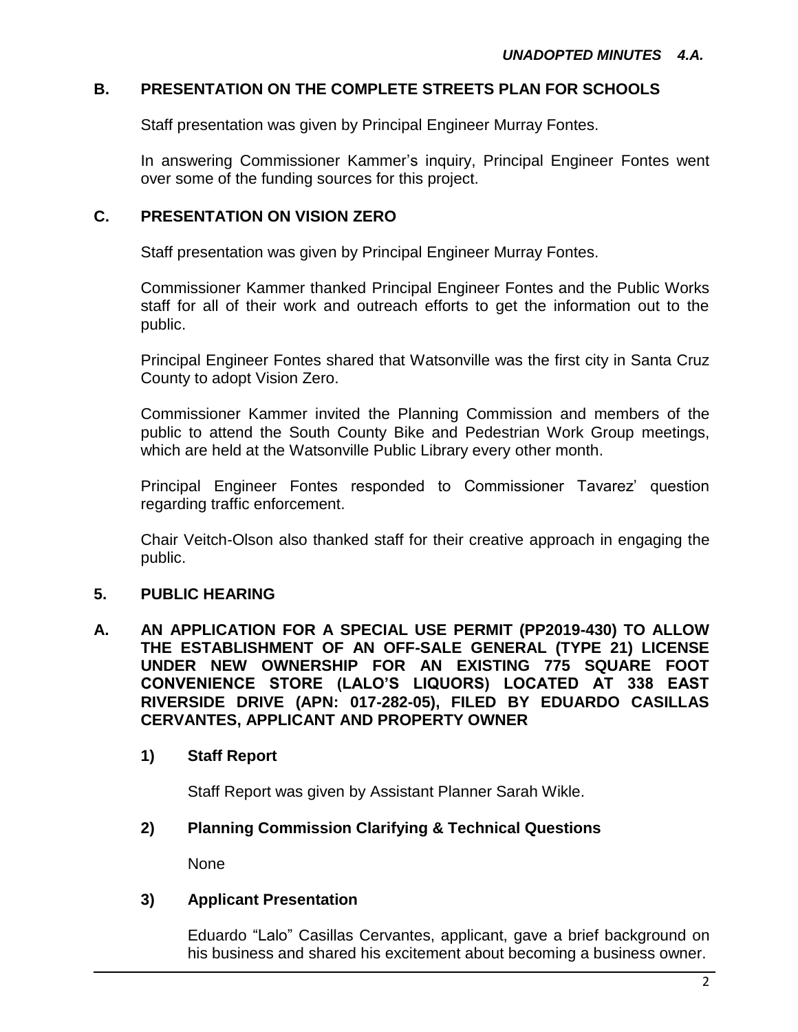## B. PRESENTATION ON THE COMPLETE STREETS PLAN FOR SCHOOLS

Staff presentation was given by Principal Engineer Murray Fontes.

In answering Commissioner Kammer's inquiry, Principal Engineer Fontes went over some of the funding sources for this project.

## C. PRESENTATION ON VISION ZERO

Staff presentation was given by Principal Engineer Murray Fontes.

Commissioner Kammer thanked Principal Engineer Fontes and the Public Works staff for all of their work and outreach efforts to get the information out to the public.

Principal Engineer Fontes shared that Watsonville was the first city in Santa Cruz County to adopt Vision Zero.

Commissioner Kammer invited the Planning Commission and members of the public to attend the South County Bike and Pedestrian Work Group meetings, which are held at the Watsonville Public Library every other month.

Principal Engineer Fontes responded to Commissioner Tavarez' question regarding traffic enforcement.

Chair Veitch-Olson also thanked staff for their creative approach in engaging the public.

## 5. PUBLIC HEARING

## A. AN APPLICATION FOR A SPECIAL USE PERMIT (PP2019-430) TO ALLOW THE ESTABLISHMENT OF AN OFF-SALE GENERAL (TYPE 21) LICENSE UNDER NEW OWNERSHIP FOR AN EXISTING 775 SQUARE FOOT CONVENIENCE STORE (LALO'S LIQUORS) LOCATED AT 338 EAST RIVERSIDE DRIVE (APN: 017-282-05), FILED BY EDUARDO CASILLAS CERVANTES, APPLICANT AND PROPERTY OWNER

### 1) Staff Report

Staff Report was given by Assistant Planner Sarah Wikle.

### 2) Planning Commission Clarifying & Technical Questions

None

### 3) Applicant Presentation

Eduardo "Lalo" Casillas Cervantes, applicant, gave a brief background on his business and shared his excitement about becoming a business owner.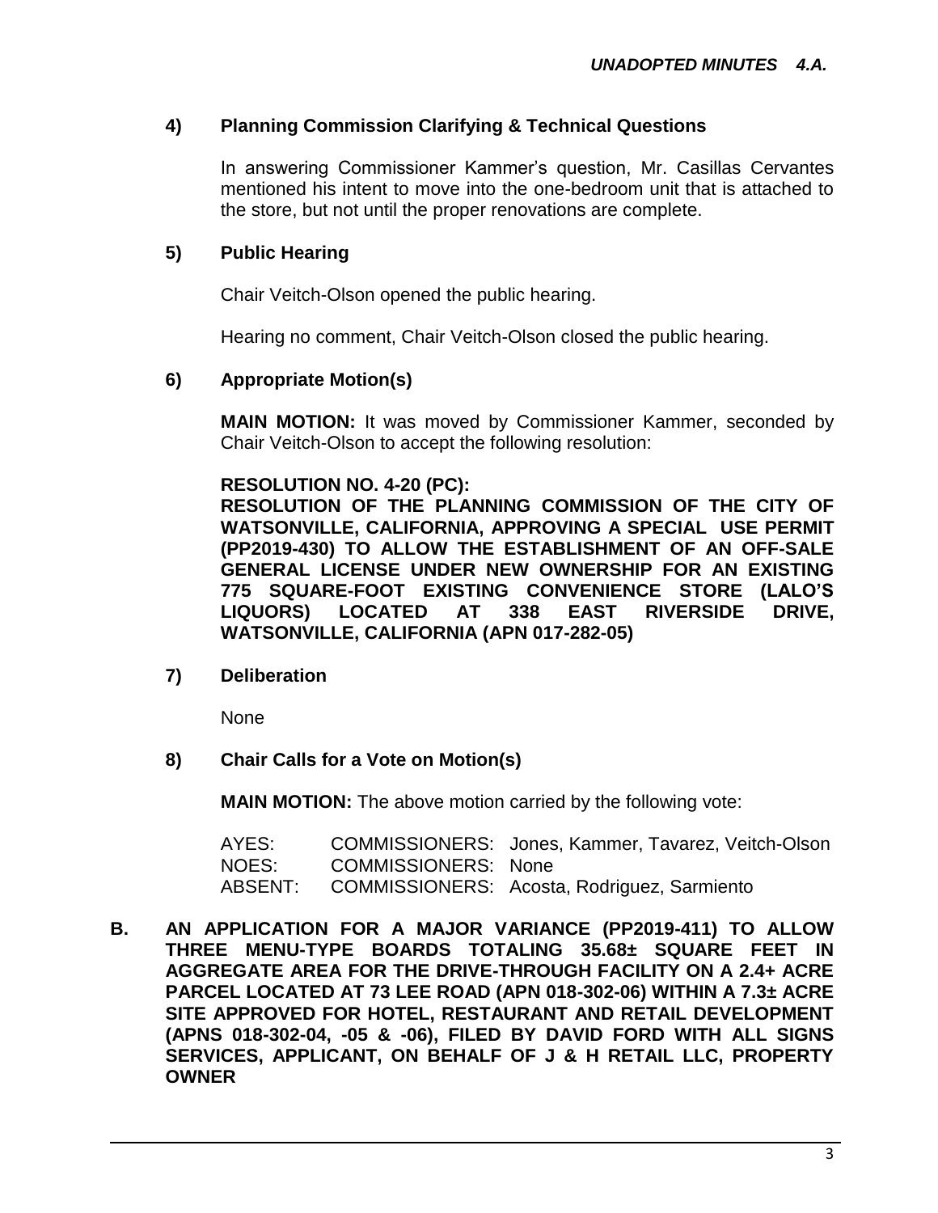### 4) Planning Commission Clarifying & Technical Questions

In answering Commissioner Kammer's question, Mr. Casillas Cervantes mentioned his intent to move into the one-bedroom unit that is attached to the store, but not until the proper renovations are complete.

### 5) Public Hearing

Chair Veitch-Olson opened the public hearing.

Hearing no comment, Chair Veitch-Olson closed the public hearing.

### 6) Appropriate Motion(s)

**MAIN MOTION:** It was moved by Commissioner Kammer, seconded by Chair Veitch-Olson to accept the following resolution:

**RESOLUTION NO. 4-20 (PC):**
**RESOLUTION OF THE PLANNING COMMISSION OF THE CITY OF WATSONVILLE, CALIFORNIA, APPROVING A SPECIAL USE PERMIT (PP2019-430) TO ALLOW THE ESTABLISHMENT OF AN OFF-SALE GENERAL LICENSE UNDER NEW OWNERSHIP FOR AN EXISTING 775 SQUARE-FOOT EXISTING CONVENIENCE STORE (LALO'S LIQUORS) LOCATED AT 338 EAST RIVERSIDE DRIVE, WATSONVILLE, CALIFORNIA (APN 017-282-05)**

### 7) Deliberation

None

### 8) Chair Calls for a Vote on Motion(s)

**MAIN MOTION:** The above motion carried by the following vote:

| | | |
|---|---|---|
| AYES: | COMMISSIONERS: | Jones, Kammer, Tavarez, Veitch-Olson |
| NOES: | COMMISSIONERS: | None |
| ABSENT: | COMMISSIONERS: | Acosta, Rodriguez, Sarmiento |

**B. AN APPLICATION FOR A MAJOR VARIANCE (PP2019-411) TO ALLOW THREE MENU-TYPE BOARDS TOTALING 35.68± SQUARE FEET IN AGGREGATE AREA FOR THE DRIVE-THROUGH FACILITY ON A 2.4+ ACRE PARCEL LOCATED AT 73 LEE ROAD (APN 018-302-06) WITHIN A 7.3± ACRE SITE APPROVED FOR HOTEL, RESTAURANT AND RETAIL DEVELOPMENT (APNS 018-302-04, -05 & -06), FILED BY DAVID FORD WITH ALL SIGNS SERVICES, APPLICANT, ON BEHALF OF J & H RETAIL LLC, PROPERTY OWNER**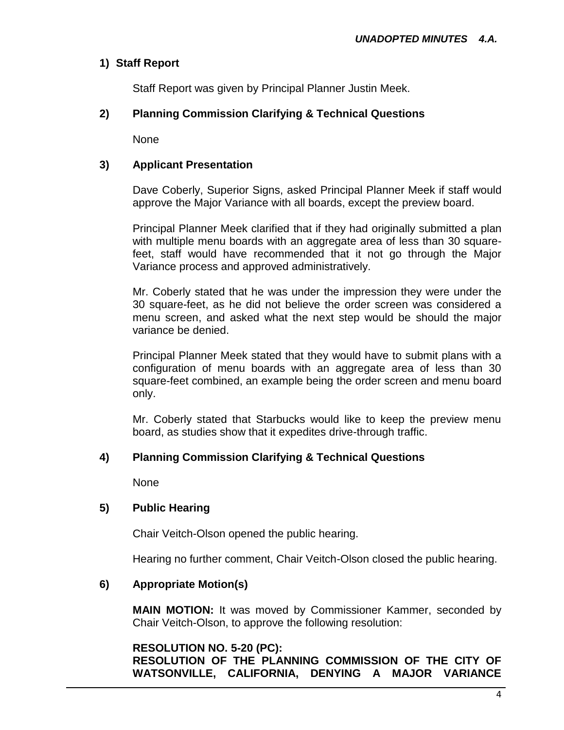**1) Staff Report**

Staff Report was given by Principal Planner Justin Meek.

**2) Planning Commission Clarifying & Technical Questions**

None

**3) Applicant Presentation**

Dave Coberly, Superior Signs, asked Principal Planner Meek if staff would approve the Major Variance with all boards, except the preview board.

Principal Planner Meek clarified that if they had originally submitted a plan with multiple menu boards with an aggregate area of less than 30 square-feet, staff would have recommended that it not go through the Major Variance process and approved administratively.

Mr. Coberly stated that he was under the impression they were under the 30 square-feet, as he did not believe the order screen was considered a menu screen, and asked what the next step would be should the major variance be denied.

Principal Planner Meek stated that they would have to submit plans with a configuration of menu boards with an aggregate area of less than 30 square-feet combined, an example being the order screen and menu board only.

Mr. Coberly stated that Starbucks would like to keep the preview menu board, as studies show that it expedites drive-through traffic.

**4) Planning Commission Clarifying & Technical Questions**

None

**5) Public Hearing**

Chair Veitch-Olson opened the public hearing.

Hearing no further comment, Chair Veitch-Olson closed the public hearing.

**6) Appropriate Motion(s)**

**MAIN MOTION:** It was moved by Commissioner Kammer, seconded by Chair Veitch-Olson, to approve the following resolution:

**RESOLUTION NO. 5-20 (PC):**
**RESOLUTION OF THE PLANNING COMMISSION OF THE CITY OF WATSONVILLE, CALIFORNIA, DENYING A MAJOR VARIANCE**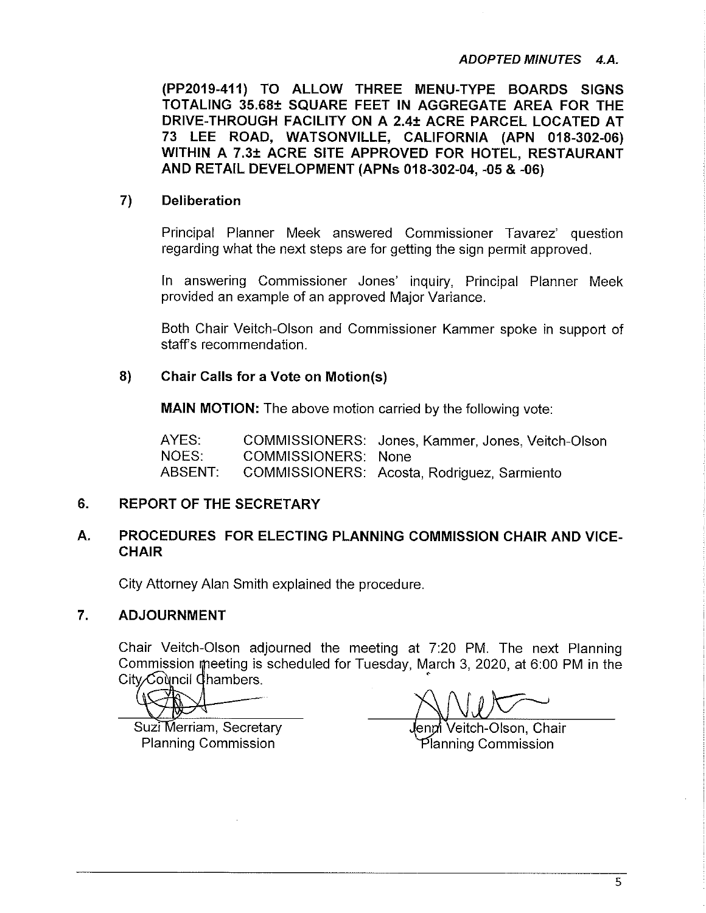(PP2019-411) TO ALLOW THREE MENU-TYPE BOARDS SIGNS TOTALING 35.68± SQUARE FEET IN AGGREGATE AREA FOR THE DRIVE-THROUGH FACILITY ON A 2.4± ACRE PARCEL LOCATED AT 73 LEE ROAD, WATSONVILLE, CALIFORNIA (APN 018-302-06) WITHIN A 7.3± ACRE SITE APPROVED FOR HOTEL, RESTAURANT AND RETAIL DEVELOPMENT (APNs 018-302-04, -05 & -06)

**7) Deliberation**

Principal Planner Meek answered Commissioner Tavarez' question regarding what the next steps are for getting the sign permit approved.

In answering Commissioner Jones' inquiry, Principal Planner Meek provided an example of an approved Major Variance.

Both Chair Veitch-Olson and Commissioner Kammer spoke in support of staff's recommendation.

**8) Chair Calls for a Vote on Motion(s)**

**MAIN MOTION:** The above motion carried by the following vote:

| | | |
|---|---|---|
| AYES: | COMMISSIONERS: | Jones, Kammer, Jones, Veitch-Olson |
| NOES: | COMMISSIONERS: | None |
| ABSENT: | COMMISSIONERS: | Acosta, Rodriguez, Sarmiento |

## 6. REPORT OF THE SECRETARY

### A. PROCEDURES FOR ELECTING PLANNING COMMISSION CHAIR AND VICE-CHAIR

City Attorney Alan Smith explained the procedure.

## 7. ADJOURNMENT

Chair Veitch-Olson adjourned the meeting at 7:20 PM. The next Planning Commission meeting is scheduled for Tuesday, March 3, 2020, at 6:00 PM in the City Council Chambers.

Suzi Merriam, Secretary
Planning Commission

Jenni Veitch-Olson, Chair
Planning Commission